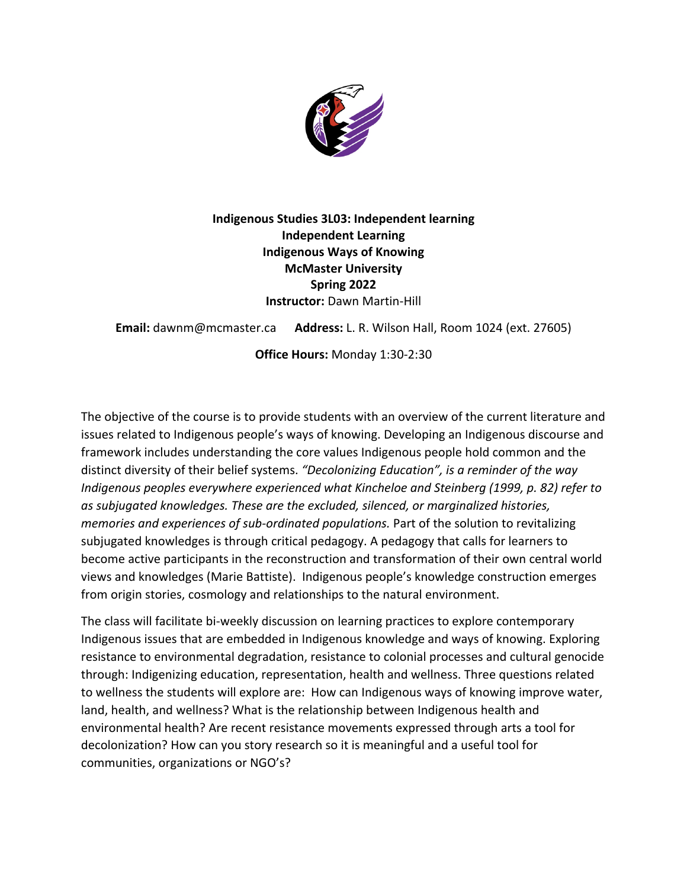**Indigenous Studies 3L03: Independent learning**
**Independent Learning**
**Indigenous Ways of Knowing**
**McMaster University**
**Spring 2022**
**Instructor:** Dawn Martin-Hill

**Email:** dawnm@mcmaster.ca **Address:** L. R. Wilson Hall, Room 1024 (ext. 27605)

**Office Hours:** Monday 1:30-2:30

The objective of the course is to provide students with an overview of the current literature and issues related to Indigenous people's ways of knowing. Developing an Indigenous discourse and framework includes understanding the core values Indigenous people hold common and the distinct diversity of their belief systems. *"Decolonizing Education", is a reminder of the way Indigenous peoples everywhere experienced what Kincheloe and Steinberg (1999, p. 82) refer to as subjugated knowledges. These are the excluded, silenced, or marginalized histories, memories and experiences of sub-ordinated populations.* Part of the solution to revitalizing subjugated knowledges is through critical pedagogy. A pedagogy that calls for learners to become active participants in the reconstruction and transformation of their own central world views and knowledges (Marie Battiste). Indigenous people's knowledge construction emerges from origin stories, cosmology and relationships to the natural environment.

The class will facilitate bi-weekly discussion on learning practices to explore contemporary Indigenous issues that are embedded in Indigenous knowledge and ways of knowing. Exploring resistance to environmental degradation, resistance to colonial processes and cultural genocide through: Indigenizing education, representation, health and wellness. Three questions related to wellness the students will explore are: How can Indigenous ways of knowing improve water, land, health, and wellness? What is the relationship between Indigenous health and environmental health? Are recent resistance movements expressed through arts a tool for decolonization? How can you story research so it is meaningful and a useful tool for communities, organizations or NGO's?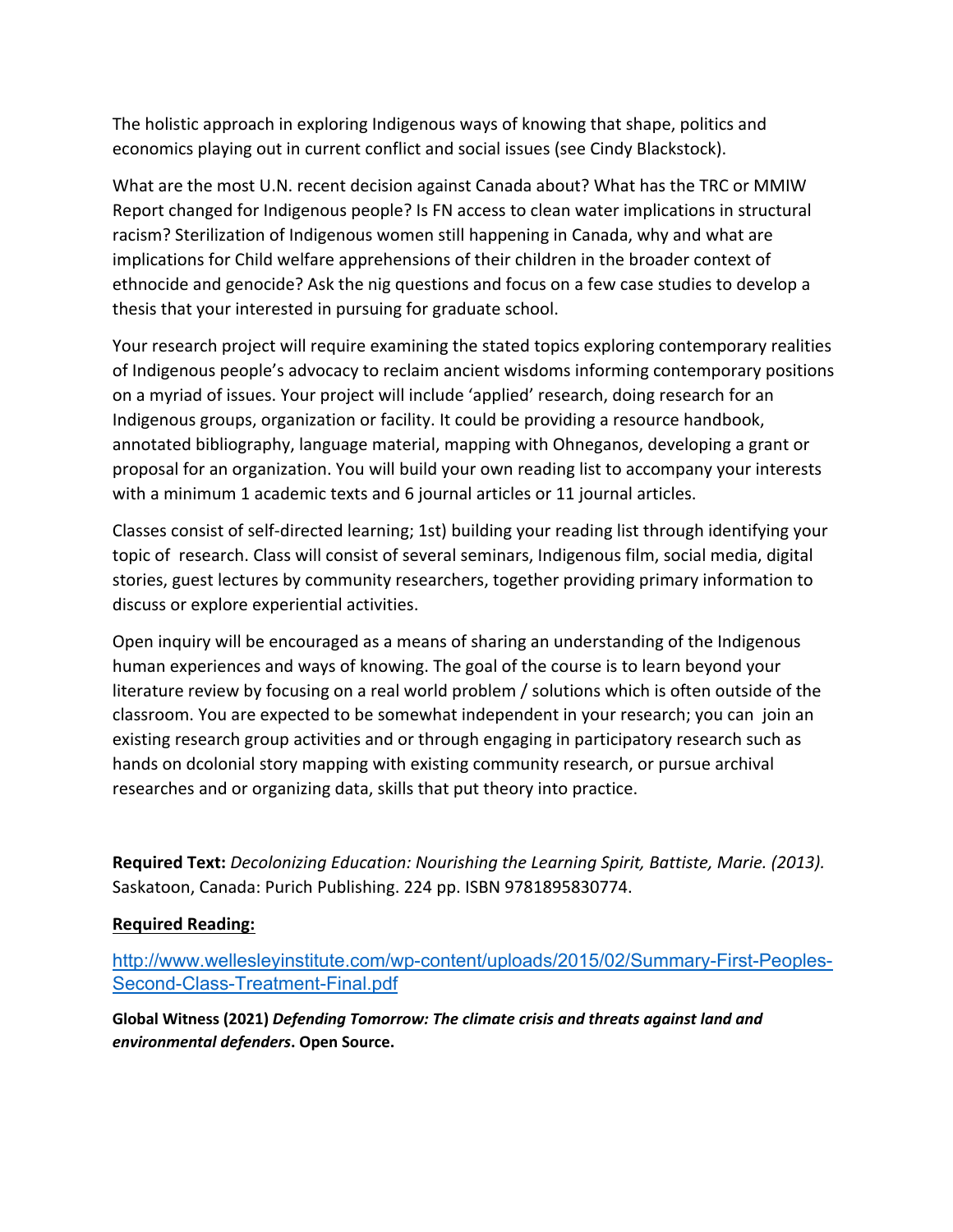The holistic approach in exploring Indigenous ways of knowing that shape, politics and economics playing out in current conflict and social issues (see Cindy Blackstock).

What are the most U.N. recent decision against Canada about? What has the TRC or MMIW Report changed for Indigenous people? Is FN access to clean water implications in structural racism? Sterilization of Indigenous women still happening in Canada, why and what are implications for Child welfare apprehensions of their children in the broader context of ethnocide and genocide? Ask the nig questions and focus on a few case studies to develop a thesis that your interested in pursuing for graduate school.

Your research project will require examining the stated topics exploring contemporary realities of Indigenous people's advocacy to reclaim ancient wisdoms informing contemporary positions on a myriad of issues. Your project will include 'applied' research, doing research for an Indigenous groups, organization or facility. It could be providing a resource handbook, annotated bibliography, language material, mapping with Ohneganos, developing a grant or proposal for an organization. You will build your own reading list to accompany your interests with a minimum 1 academic texts and 6 journal articles or 11 journal articles.

Classes consist of self-directed learning; 1st) building your reading list through identifying your topic of research. Class will consist of several seminars, Indigenous film, social media, digital stories, guest lectures by community researchers, together providing primary information to discuss or explore experiential activities.

Open inquiry will be encouraged as a means of sharing an understanding of the Indigenous human experiences and ways of knowing. The goal of the course is to learn beyond your literature review by focusing on a real world problem / solutions which is often outside of the classroom. You are expected to be somewhat independent in your research; you can join an existing research group activities and or through engaging in participatory research such as hands on dcolonial story mapping with existing community research, or pursue archival researches and or organizing data, skills that put theory into practice.

**Required Text:** *Decolonizing Education: Nourishing the Learning Spirit, Battiste, Marie. (2013).* Saskatoon, Canada: Purich Publishing. 224 pp. ISBN 9781895830774.

**Required Reading:**

http://www.wellesleyinstitute.com/wp-content/uploads/2015/02/Summary-First-Peoples-Second-Class-Treatment-Final.pdf

**Global Witness (2021)** ***Defending Tomorrow: The climate crisis and threats against land and environmental defenders*****. Open Source.**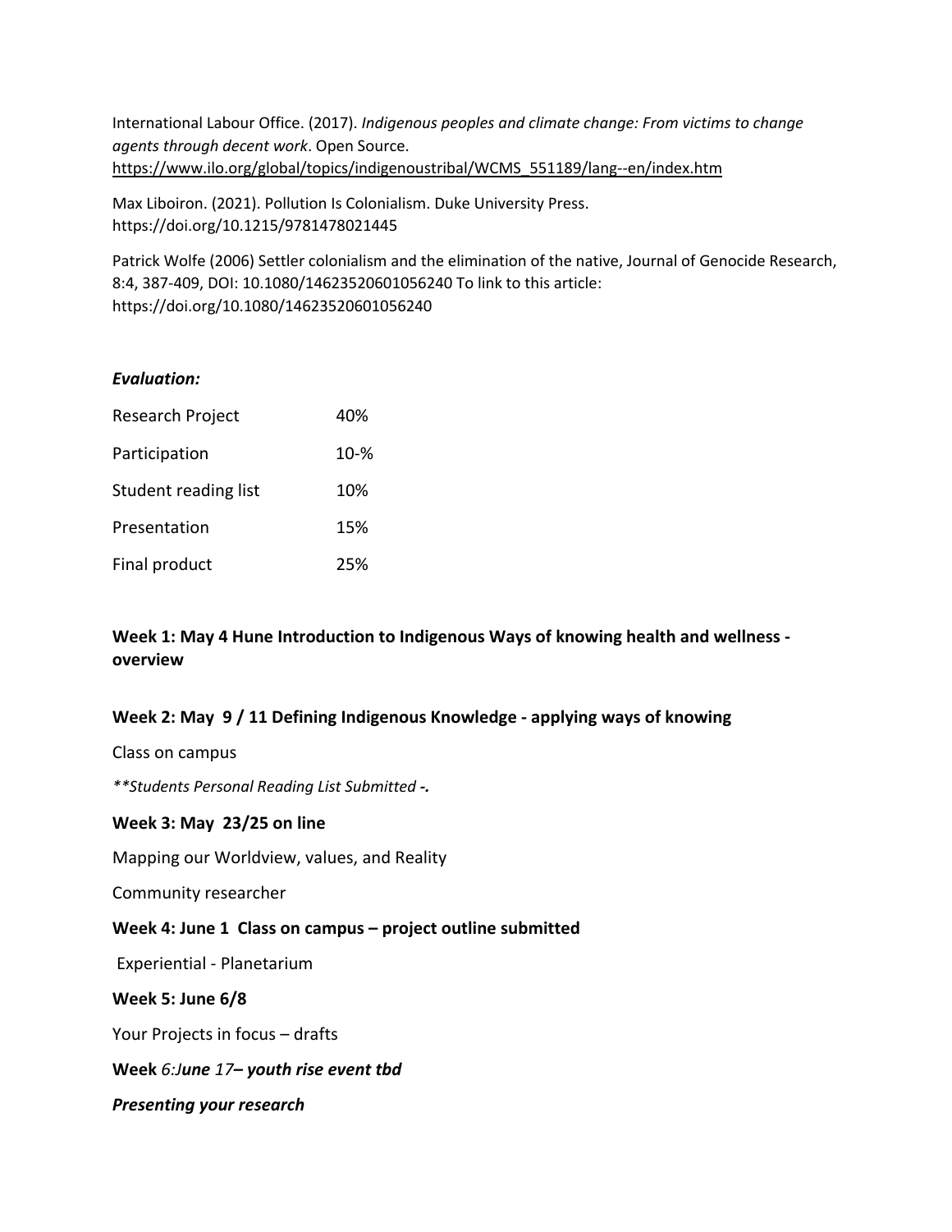International Labour Office. (2017). *Indigenous peoples and climate change: From victims to change agents through decent work*. Open Source. https://www.ilo.org/global/topics/indigenoustribal/WCMS_551189/lang--en/index.htm

Max Liboiron. (2021). Pollution Is Colonialism. Duke University Press. https://doi.org/10.1215/9781478021445

Patrick Wolfe (2006) Settler colonialism and the elimination of the native, Journal of Genocide Research, 8:4, 387-409, DOI: 10.1080/14623520601056240 To link to this article: https://doi.org/10.1080/14623520601056240

***Evaluation:***

| | |
|---|---|
| Research Project | 40% |
| Participation | 10-% |
| Student reading list | 10% |
| Presentation | 15% |
| Final product | 25% |

**Week 1: May 4 Hune Introduction to Indigenous Ways of knowing health and wellness - overview**

**Week 2: May 9 / 11 Defining Indigenous Knowledge - applying ways of knowing**

Class on campus

*\*\*Students Personal Reading List Submitted **-.***

**Week 3: May 23/25 on line**

Mapping our Worldview, values, and Reality

Community researcher

**Week 4: June 1 Class on campus – project outline submitted**

Experiential - Planetarium

**Week 5: June 6/8**

Your Projects in focus – drafts

**Week *6:June 17– youth rise event tbd***

***Presenting your research***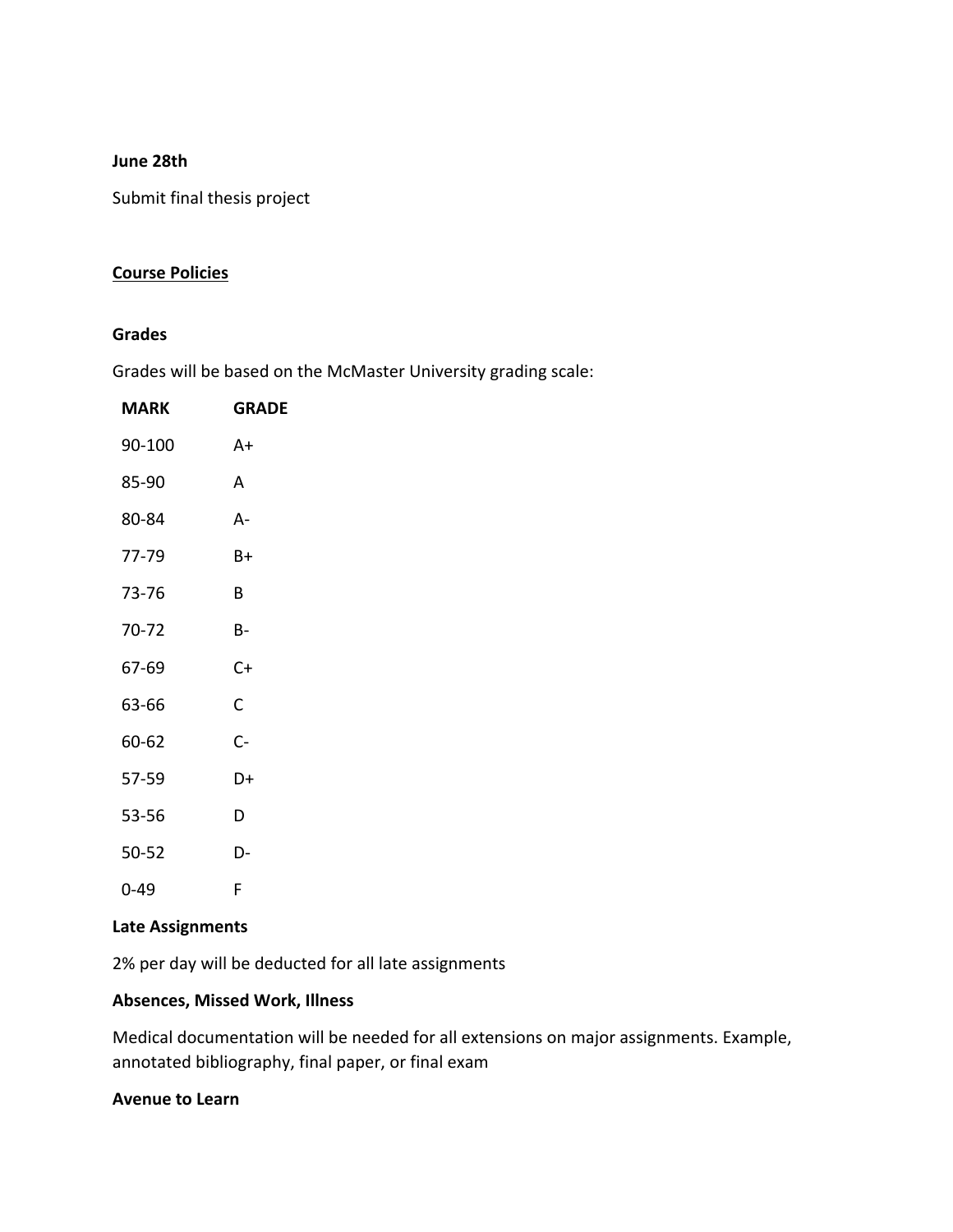**June 28th**

Submit final thesis project

## Course Policies

### Grades

Grades will be based on the McMaster University grading scale:

| MARK | GRADE |
| --- | --- |
| 90-100 | A+ |
| 85-90 | A |
| 80-84 | A- |
| 77-79 | B+ |
| 73-76 | B |
| 70-72 | B- |
| 67-69 | C+ |
| 63-66 | C |
| 60-62 | C- |
| 57-59 | D+ |
| 53-56 | D |
| 50-52 | D- |
| 0-49 | F |

### Late Assignments

2% per day will be deducted for all late assignments

### Absences, Missed Work, Illness

Medical documentation will be needed for all extensions on major assignments. Example, annotated bibliography, final paper, or final exam

### Avenue to Learn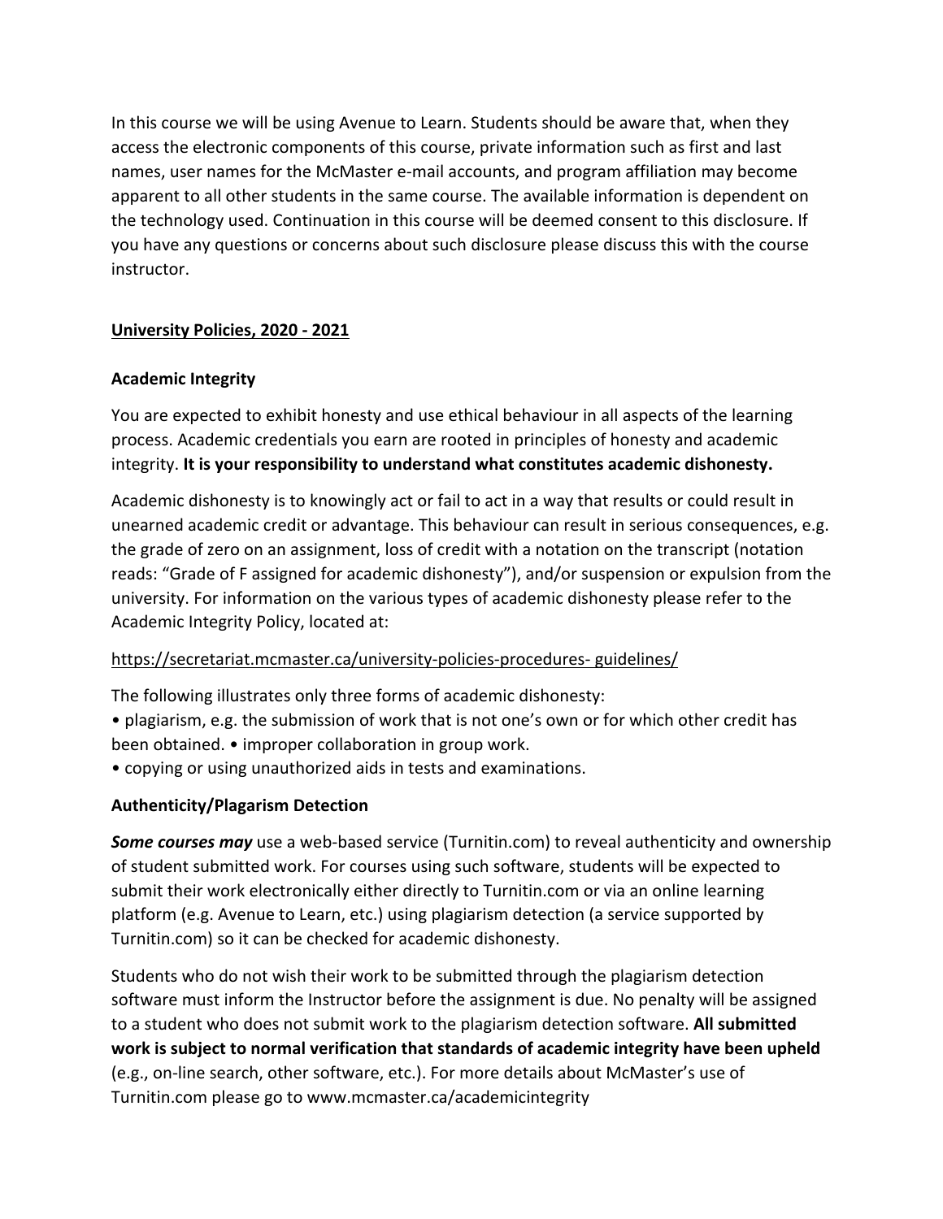In this course we will be using Avenue to Learn. Students should be aware that, when they access the electronic components of this course, private information such as first and last names, user names for the McMaster e-mail accounts, and program affiliation may become apparent to all other students in the same course. The available information is dependent on the technology used. Continuation in this course will be deemed consent to this disclosure. If you have any questions or concerns about such disclosure please discuss this with the course instructor.

## University Policies, 2020 - 2021

### Academic Integrity

You are expected to exhibit honesty and use ethical behaviour in all aspects of the learning process. Academic credentials you earn are rooted in principles of honesty and academic integrity. **It is your responsibility to understand what constitutes academic dishonesty.**

Academic dishonesty is to knowingly act or fail to act in a way that results or could result in unearned academic credit or advantage. This behaviour can result in serious consequences, e.g. the grade of zero on an assignment, loss of credit with a notation on the transcript (notation reads: "Grade of F assigned for academic dishonesty"), and/or suspension or expulsion from the university. For information on the various types of academic dishonesty please refer to the Academic Integrity Policy, located at:

https://secretariat.mcmaster.ca/university-policies-procedures- guidelines/

The following illustrates only three forms of academic dishonesty:

- plagiarism, e.g. the submission of work that is not one's own or for which other credit has been obtained.
- improper collaboration in group work.
- copying or using unauthorized aids in tests and examinations.

### Authenticity/Plagarism Detection

***Some courses may*** use a web-based service (Turnitin.com) to reveal authenticity and ownership of student submitted work. For courses using such software, students will be expected to submit their work electronically either directly to Turnitin.com or via an online learning platform (e.g. Avenue to Learn, etc.) using plagiarism detection (a service supported by Turnitin.com) so it can be checked for academic dishonesty.

Students who do not wish their work to be submitted through the plagiarism detection software must inform the Instructor before the assignment is due. No penalty will be assigned to a student who does not submit work to the plagiarism detection software. **All submitted work is subject to normal verification that standards of academic integrity have been upheld** (e.g., on-line search, other software, etc.). For more details about McMaster's use of Turnitin.com please go to www.mcmaster.ca/academicintegrity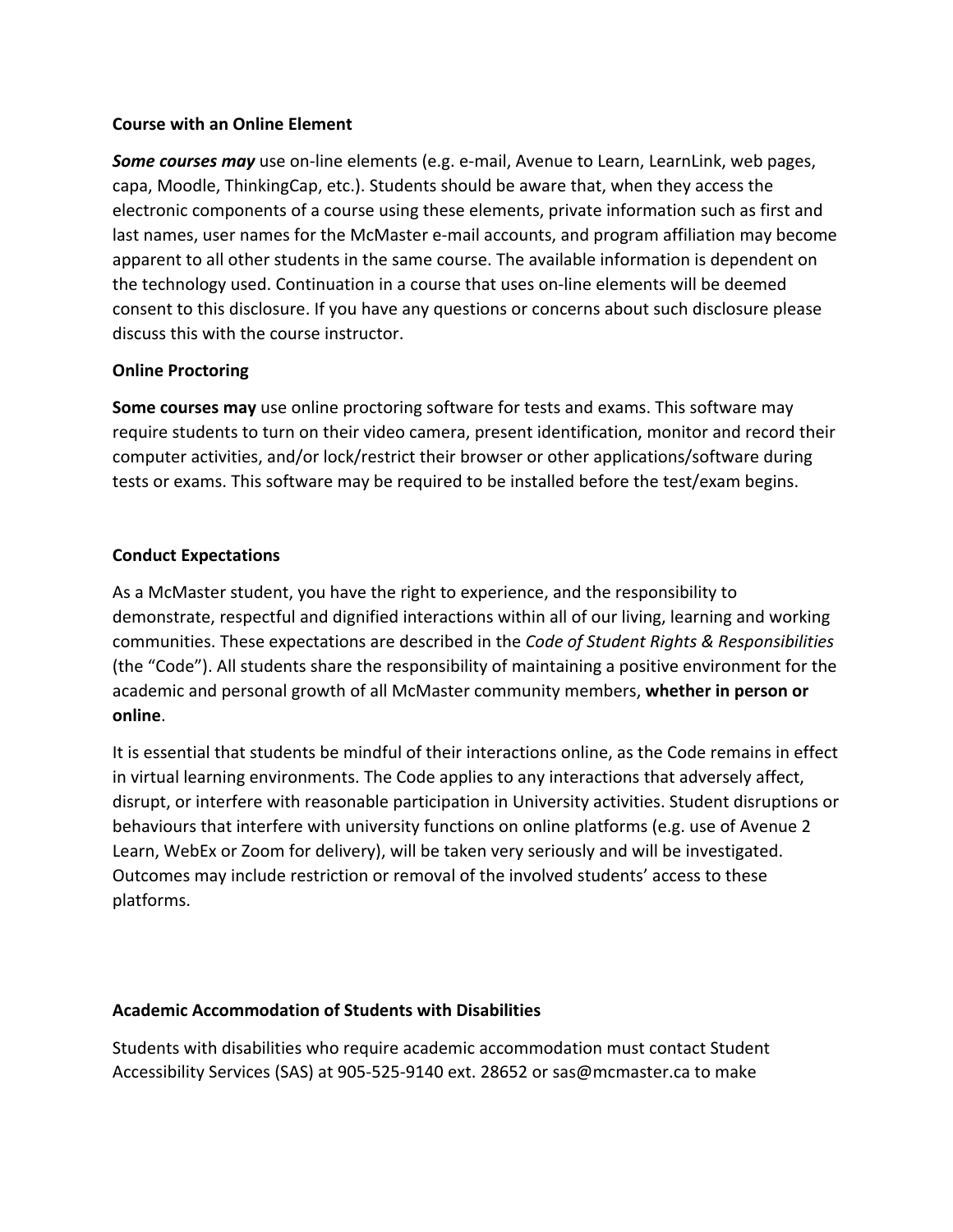**Course with an Online Element**

***Some courses may*** use on-line elements (e.g. e-mail, Avenue to Learn, LearnLink, web pages, capa, Moodle, ThinkingCap, etc.). Students should be aware that, when they access the electronic components of a course using these elements, private information such as first and last names, user names for the McMaster e-mail accounts, and program affiliation may become apparent to all other students in the same course. The available information is dependent on the technology used. Continuation in a course that uses on-line elements will be deemed consent to this disclosure. If you have any questions or concerns about such disclosure please discuss this with the course instructor.

**Online Proctoring**

**Some courses may** use online proctoring software for tests and exams. This software may require students to turn on their video camera, present identification, monitor and record their computer activities, and/or lock/restrict their browser or other applications/software during tests or exams. This software may be required to be installed before the test/exam begins.

**Conduct Expectations**

As a McMaster student, you have the right to experience, and the responsibility to demonstrate, respectful and dignified interactions within all of our living, learning and working communities. These expectations are described in the *Code of Student Rights & Responsibilities* (the "Code"). All students share the responsibility of maintaining a positive environment for the academic and personal growth of all McMaster community members, **whether in person or online**.

It is essential that students be mindful of their interactions online, as the Code remains in effect in virtual learning environments. The Code applies to any interactions that adversely affect, disrupt, or interfere with reasonable participation in University activities. Student disruptions or behaviours that interfere with university functions on online platforms (e.g. use of Avenue 2 Learn, WebEx or Zoom for delivery), will be taken very seriously and will be investigated. Outcomes may include restriction or removal of the involved students' access to these platforms.

**Academic Accommodation of Students with Disabilities**

Students with disabilities who require academic accommodation must contact Student Accessibility Services (SAS) at 905-525-9140 ext. 28652 or sas@mcmaster.ca to make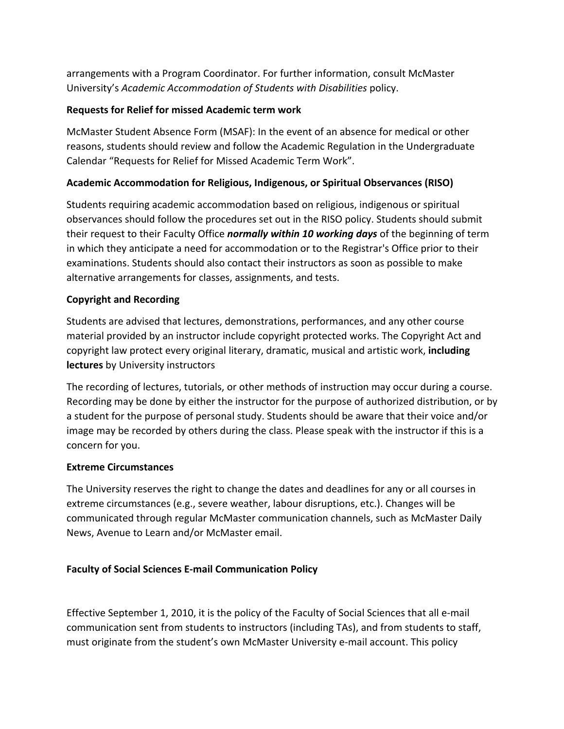arrangements with a Program Coordinator. For further information, consult McMaster University's *Academic Accommodation of Students with Disabilities* policy.

**Requests for Relief for missed Academic term work**

McMaster Student Absence Form (MSAF): In the event of an absence for medical or other reasons, students should review and follow the Academic Regulation in the Undergraduate Calendar "Requests for Relief for Missed Academic Term Work".

**Academic Accommodation for Religious, Indigenous, or Spiritual Observances (RISO)**

Students requiring academic accommodation based on religious, indigenous or spiritual observances should follow the procedures set out in the RISO policy. Students should submit their request to their Faculty Office ***normally within 10 working days*** of the beginning of term in which they anticipate a need for accommodation or to the Registrar's Office prior to their examinations. Students should also contact their instructors as soon as possible to make alternative arrangements for classes, assignments, and tests.

**Copyright and Recording**

Students are advised that lectures, demonstrations, performances, and any other course material provided by an instructor include copyright protected works. The Copyright Act and copyright law protect every original literary, dramatic, musical and artistic work, **including lectures** by University instructors

The recording of lectures, tutorials, or other methods of instruction may occur during a course. Recording may be done by either the instructor for the purpose of authorized distribution, or by a student for the purpose of personal study. Students should be aware that their voice and/or image may be recorded by others during the class. Please speak with the instructor if this is a concern for you.

**Extreme Circumstances**

The University reserves the right to change the dates and deadlines for any or all courses in extreme circumstances (e.g., severe weather, labour disruptions, etc.). Changes will be communicated through regular McMaster communication channels, such as McMaster Daily News, Avenue to Learn and/or McMaster email.

**Faculty of Social Sciences E-mail Communication Policy**

Effective September 1, 2010, it is the policy of the Faculty of Social Sciences that all e-mail communication sent from students to instructors (including TAs), and from students to staff, must originate from the student's own McMaster University e-mail account. This policy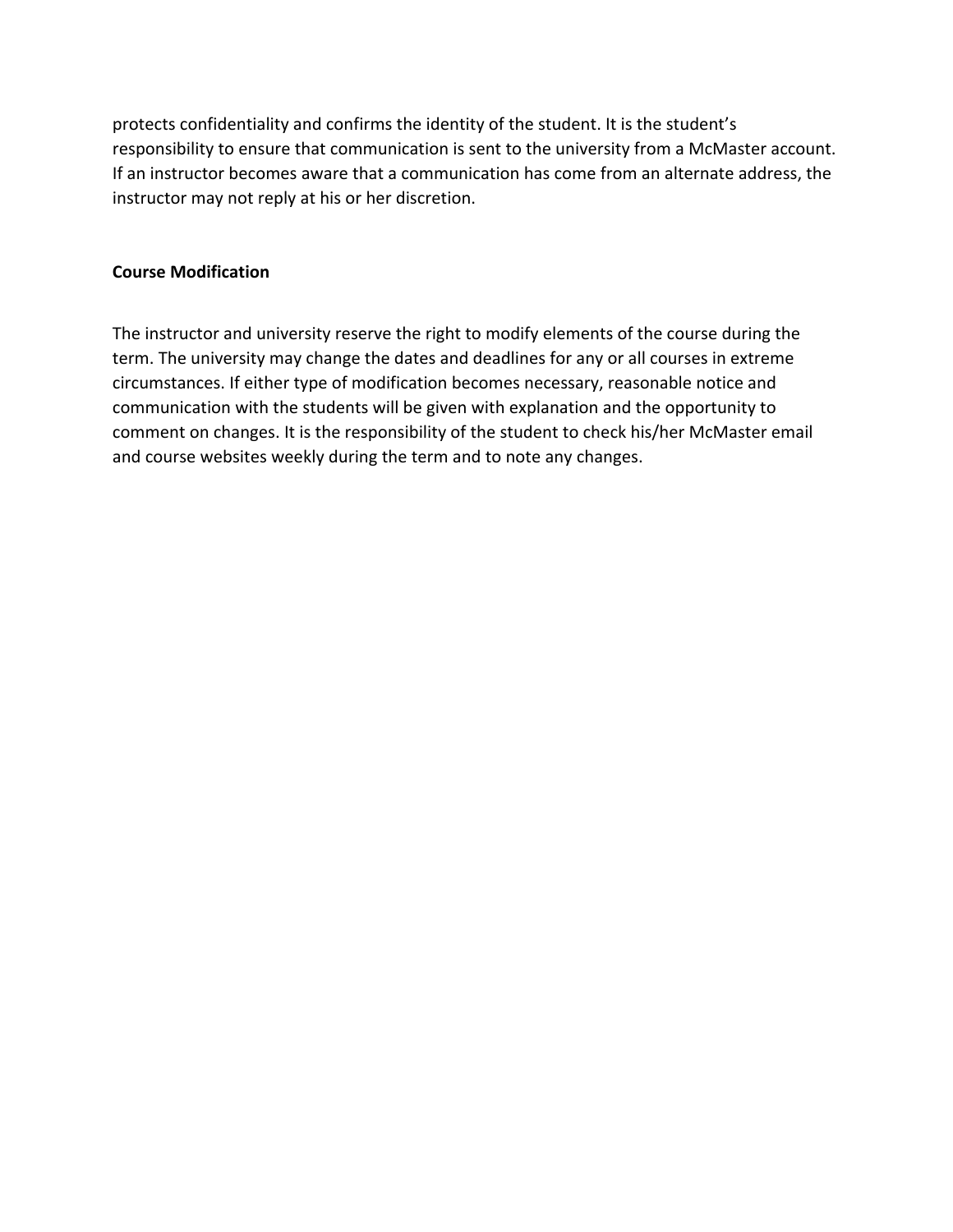protects confidentiality and confirms the identity of the student. It is the student's responsibility to ensure that communication is sent to the university from a McMaster account. If an instructor becomes aware that a communication has come from an alternate address, the instructor may not reply at his or her discretion.

**Course Modification**

The instructor and university reserve the right to modify elements of the course during the term. The university may change the dates and deadlines for any or all courses in extreme circumstances. If either type of modification becomes necessary, reasonable notice and communication with the students will be given with explanation and the opportunity to comment on changes. It is the responsibility of the student to check his/her McMaster email and course websites weekly during the term and to note any changes.